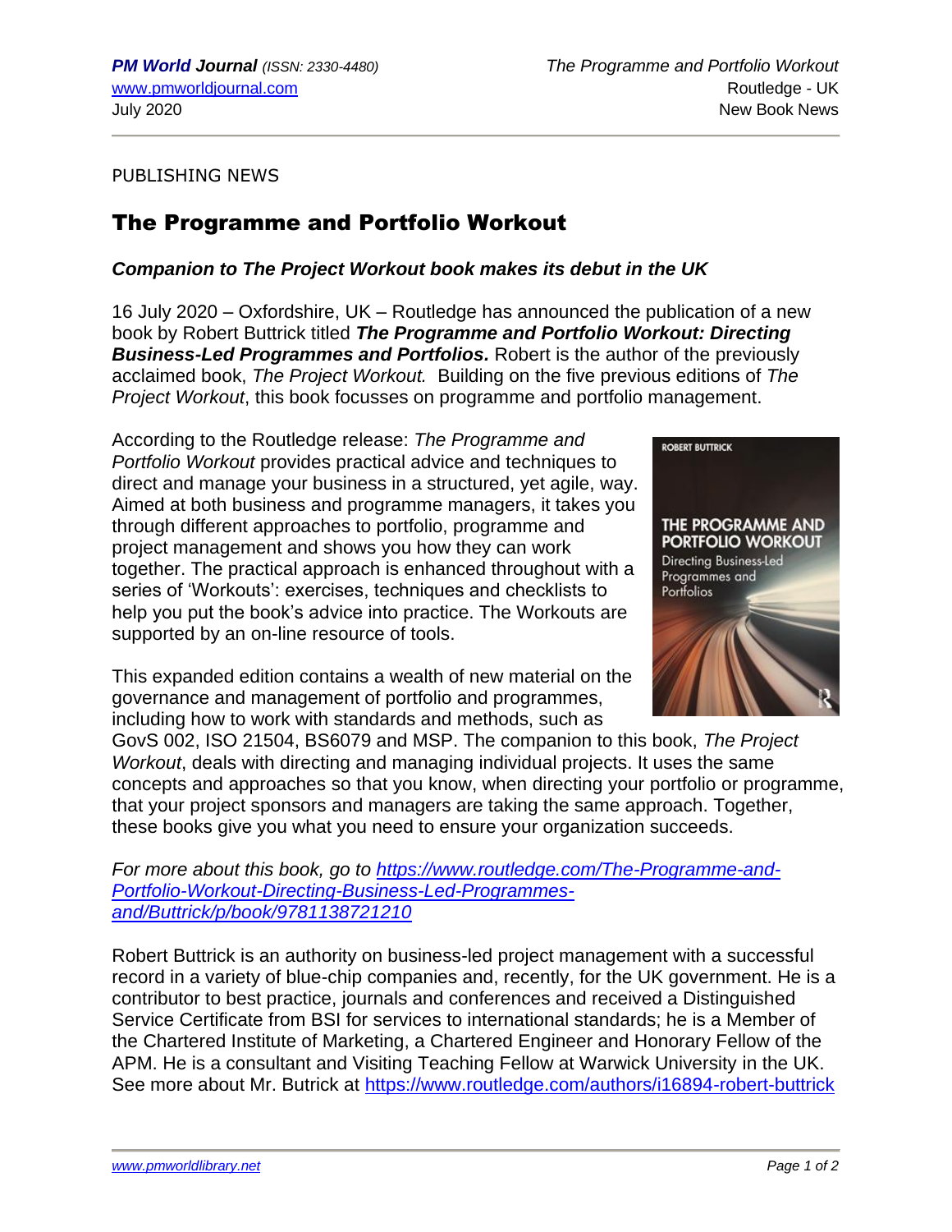PUBLISHING NEWS

# The Programme and Portfolio Workout

***Companion to The Project Workout book makes its debut in the UK***

16 July 2020 – Oxfordshire, UK – Routledge has announced the publication of a new book by Robert Buttrick titled ***The Programme and Portfolio Workout: Directing Business-Led Programmes and Portfolios.*** Robert is the author of the previously acclaimed book, *The Project Workout.* Building on the five previous editions of *The Project Workout*, this book focusses on programme and portfolio management.

According to the Routledge release: *The Programme and Portfolio Workout* provides practical advice and techniques to direct and manage your business in a structured, yet agile, way. Aimed at both business and programme managers, it takes you through different approaches to portfolio, programme and project management and shows you how they can work together. The practical approach is enhanced throughout with a series of 'Workouts': exercises, techniques and checklists to help you put the book's advice into practice. The Workouts are supported by an on-line resource of tools.

This expanded edition contains a wealth of new material on the governance and management of portfolio and programmes, including how to work with standards and methods, such as GovS 002, ISO 21504, BS6079 and MSP. The companion to this book, *The Project Workout*, deals with directing and managing individual projects. It uses the same concepts and approaches so that you know, when directing your portfolio or programme, that your project sponsors and managers are taking the same approach. Together, these books give you what you need to ensure your organization succeeds.

*For more about this book, go to [https://www.routledge.com/The-Programme-and-Portfolio-Workout-Directing-Business-Led-Programmes-and/Buttrick/p/book/9781138721210](https://www.routledge.com/The-Programme-and-Portfolio-Workout-Directing-Business-Led-Programmes-and/Buttrick/p/book/9781138721210)*

Robert Buttrick is an authority on business-led project management with a successful record in a variety of blue-chip companies and, recently, for the UK government. He is a contributor to best practice, journals and conferences and received a Distinguished Service Certificate from BSI for services to international standards; he is a Member of the Chartered Institute of Marketing, a Chartered Engineer and Honorary Fellow of the APM. He is a consultant and Visiting Teaching Fellow at Warwick University in the UK. See more about Mr. Butrick at [https://www.routledge.com/authors/i16894-robert-buttrick](https://www.routledge.com/authors/i16894-robert-buttrick)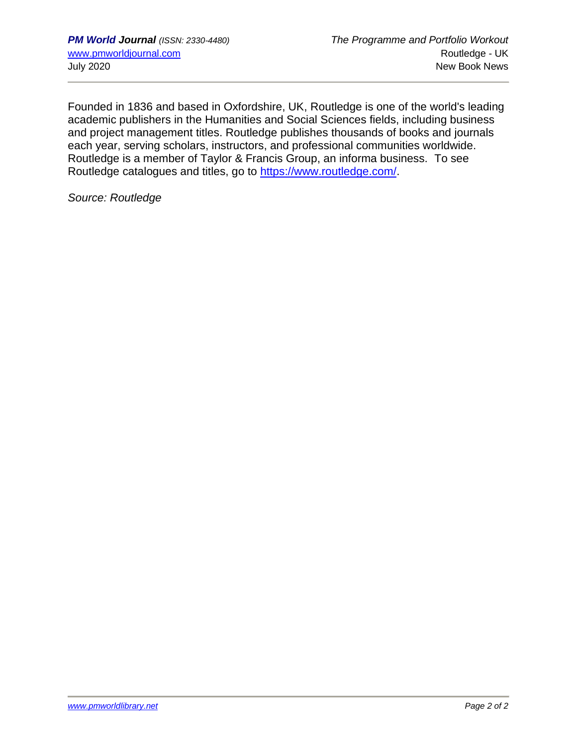Founded in 1836 and based in Oxfordshire, UK, Routledge is one of the world's leading academic publishers in the Humanities and Social Sciences fields, including business and project management titles. Routledge publishes thousands of books and journals each year, serving scholars, instructors, and professional communities worldwide. Routledge is a member of Taylor & Francis Group, an informa business. To see Routledge catalogues and titles, go to https://www.routledge.com/.

*Source: Routledge*